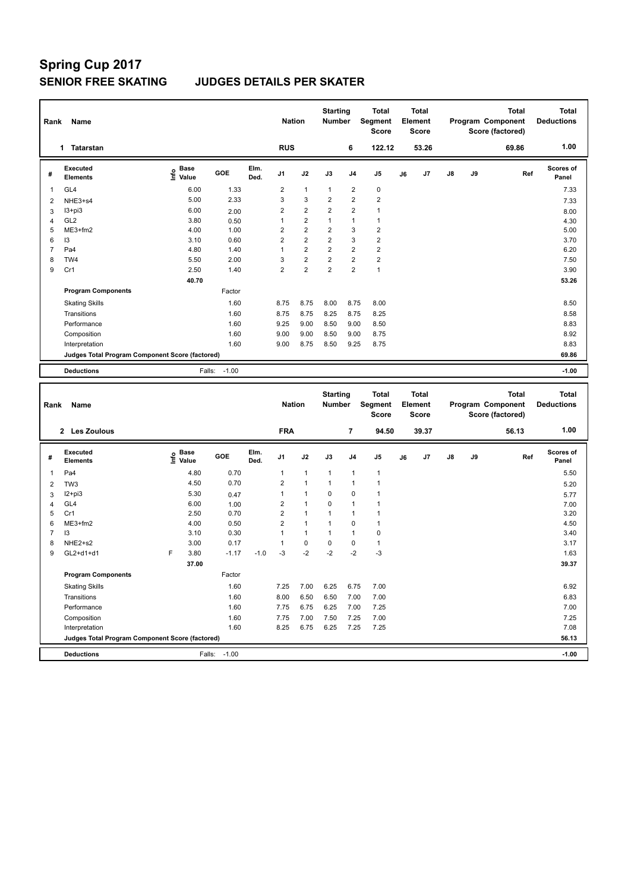# Spring Cup 2017

## SENIOR FREE SKATING JUDGES DETAILS PER SKATER

| Rank | Name | Nation | Starting Number | Total Segment Score | Total Element Score | Total Program Component Score (factored) | Total Deductions |
|---|---|---|---|---|---|---|---|
| 1 | Tatarstan | RUS | 6 | 122.12 | 53.26 | 69.86 | 1.00 |

| # | Executed Elements | Info | Base Value | GOE | Elm. Ded. | J1 | J2 | J3 | J4 | J5 | J6 | J7 | J8 | J9 | Ref | Scores of Panel |
|---|---|---|---|---|---|---|---|---|---|---|---|---|---|---|---|---|
| 1 | GL4 | | 6.00 | 1.33 | | 2 | 1 | 1 | 2 | 0 | | | | | | 7.33 |
| 2 | NHE3+s4 | | 5.00 | 2.33 | | 3 | 3 | 2 | 2 | 2 | | | | | | 7.33 |
| 3 | I3+pi3 | | 6.00 | 2.00 | | 2 | 2 | 2 | 2 | 1 | | | | | | 8.00 |
| 4 | GL2 | | 3.80 | 0.50 | | 1 | 2 | 1 | 1 | 1 | | | | | | 4.30 |
| 5 | ME3+fm2 | | 4.00 | 1.00 | | 2 | 2 | 2 | 3 | 2 | | | | | | 5.00 |
| 6 | I3 | | 3.10 | 0.60 | | 2 | 2 | 2 | 3 | 2 | | | | | | 3.70 |
| 7 | Pa4 | | 4.80 | 1.40 | | 1 | 2 | 2 | 2 | 2 | | | | | | 6.20 |
| 8 | TW4 | | 5.50 | 2.00 | | 3 | 2 | 2 | 2 | 2 | | | | | | 7.50 |
| 9 | Cr1 | | 2.50 | 1.40 | | 2 | 2 | 2 | 2 | 1 | | | | | | 3.90 |
| | | | 40.70 | | | | | | | | | | | | | 53.26 |
| | **Program Components** | | | Factor | | | | | | | | | | | | |
| | Skating Skills | | | 1.60 | | 8.75 | 8.75 | 8.00 | 8.75 | 8.00 | | | | | | 8.50 |
| | Transitions | | | 1.60 | | 8.75 | 8.75 | 8.25 | 8.75 | 8.25 | | | | | | 8.58 |
| | Performance | | | 1.60 | | 9.25 | 9.00 | 8.50 | 9.00 | 8.50 | | | | | | 8.83 |
| | Composition | | | 1.60 | | 9.00 | 9.00 | 8.50 | 9.00 | 8.75 | | | | | | 8.92 |
| | Interpretation | | | 1.60 | | 9.00 | 8.75 | 8.50 | 9.25 | 8.75 | | | | | | 8.83 |
| | **Judges Total Program Component Score (factored)** | | | | | | | | | | | | | | | 69.86 |
| | **Deductions** | | Falls: | -1.00 | | | | | | | | | | | | -1.00 |

| Rank | Name | Nation | Starting Number | Total Segment Score | Total Element Score | Total Program Component Score (factored) | Total Deductions |
|---|---|---|---|---|---|---|---|
| 2 | Les Zoulous | FRA | 7 | 94.50 | 39.37 | 56.13 | 1.00 |

| # | Executed Elements | Info | Base Value | GOE | Elm. Ded. | J1 | J2 | J3 | J4 | J5 | J6 | J7 | J8 | J9 | Ref | Scores of Panel |
|---|---|---|---|---|---|---|---|---|---|---|---|---|---|---|---|---|
| 1 | Pa4 | | 4.80 | 0.70 | | 1 | 1 | 1 | 1 | 1 | | | | | | 5.50 |
| 2 | TW3 | | 4.50 | 0.70 | | 2 | 1 | 1 | 1 | 1 | | | | | | 5.20 |
| 3 | I2+pi3 | | 5.30 | 0.47 | | 1 | 1 | 0 | 0 | 1 | | | | | | 5.77 |
| 4 | GL4 | | 6.00 | 1.00 | | 2 | 1 | 0 | 1 | 1 | | | | | | 7.00 |
| 5 | Cr1 | | 2.50 | 0.70 | | 2 | 1 | 1 | 1 | 1 | | | | | | 3.20 |
| 6 | ME3+fm2 | | 4.00 | 0.50 | | 2 | 1 | 1 | 0 | 1 | | | | | | 4.50 |
| 7 | I3 | | 3.10 | 0.30 | | 1 | 1 | 1 | 1 | 0 | | | | | | 3.40 |
| 8 | NHE2+s2 | | 3.00 | 0.17 | | 1 | 0 | 0 | 0 | 1 | | | | | | 3.17 |
| 9 | GL2+d1+d1 | F | 3.80 | -1.17 | -1.0 | -3 | -2 | -2 | -2 | -3 | | | | | | 1.63 |
| | | | 37.00 | | | | | | | | | | | | | 39.37 |
| | **Program Components** | | | Factor | | | | | | | | | | | | |
| | Skating Skills | | | 1.60 | | 7.25 | 7.00 | 6.25 | 6.75 | 7.00 | | | | | | 6.92 |
| | Transitions | | | 1.60 | | 8.00 | 6.50 | 6.50 | 7.00 | 7.00 | | | | | | 6.83 |
| | Performance | | | 1.60 | | 7.75 | 6.75 | 6.25 | 7.00 | 7.25 | | | | | | 7.00 |
| | Composition | | | 1.60 | | 7.75 | 7.00 | 7.50 | 7.25 | 7.00 | | | | | | 7.25 |
| | Interpretation | | | 1.60 | | 8.25 | 6.75 | 6.25 | 7.25 | 7.25 | | | | | | 7.08 |
| | **Judges Total Program Component Score (factored)** | | | | | | | | | | | | | | | 56.13 |
| | **Deductions** | | Falls: | -1.00 | | | | | | | | | | | | -1.00 |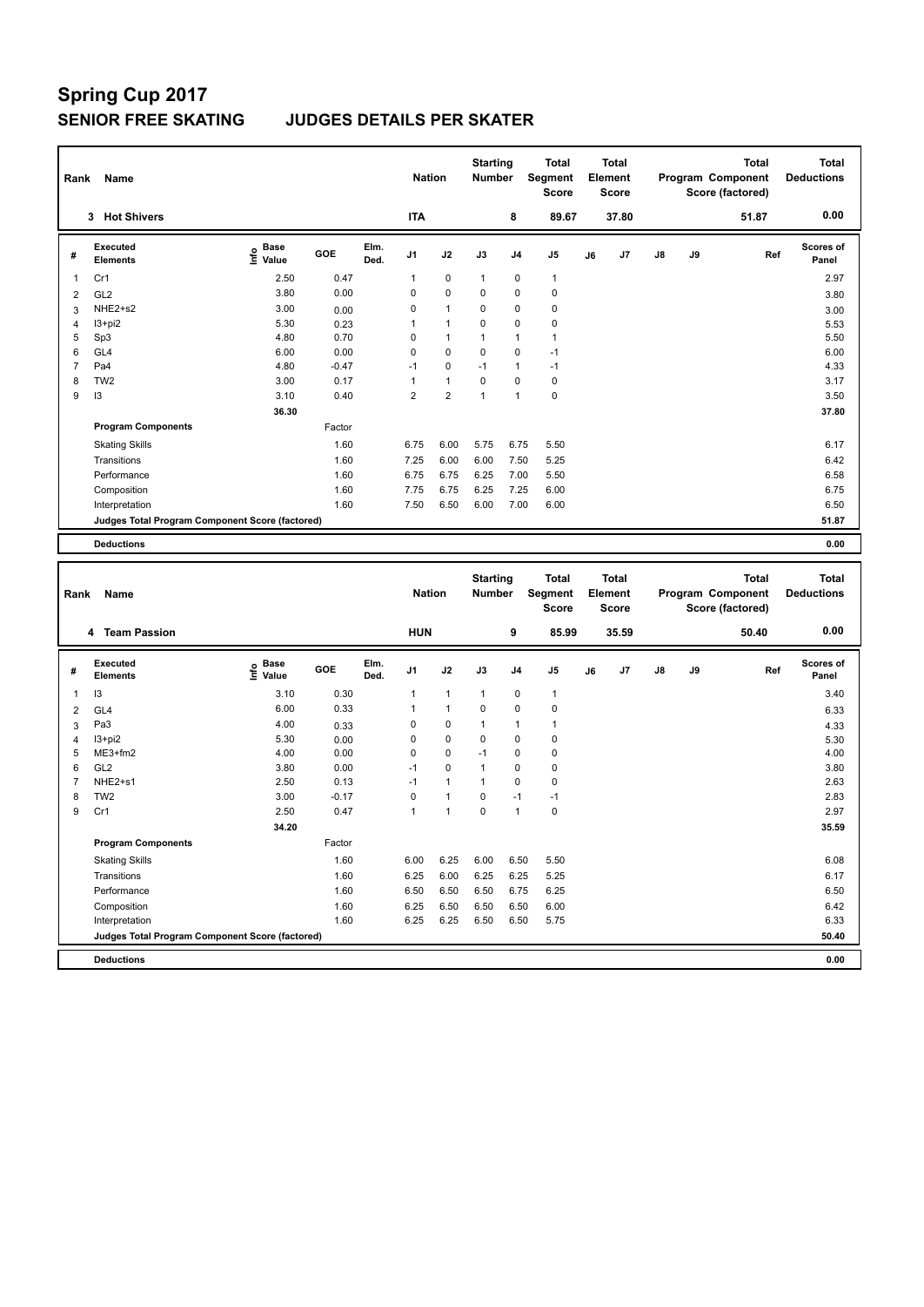# Spring Cup 2017

## SENIOR FREE SKATING JUDGES DETAILS PER SKATER

| Rank | Name | Nation | Starting Number | Total Segment Score | Total Element Score | Total Program Component Score (factored) | Total Deductions |
|---|---|---|---|---|---|---|---|
| 3 | Hot Shivers | ITA | 8 | 89.67 | 37.80 | 51.87 | 0.00 |

| # | Executed Elements | Info | Base Value | GOE | Elm. Ded. | J1 | J2 | J3 | J4 | J5 | J6 | J7 | J8 | J9 | Ref | Scores of Panel |
|---|---|---|---|---|---|---|---|---|---|---|---|---|---|---|---|---|
| 1 | Cr1 | | 2.50 | 0.47 | | 1 | 0 | 1 | 0 | 1 | | | | | | 2.97 |
| 2 | GL2 | | 3.80 | 0.00 | | 0 | 0 | 0 | 0 | 0 | | | | | | 3.80 |
| 3 | NHE2+s2 | | 3.00 | 0.00 | | 0 | 1 | 0 | 0 | 0 | | | | | | 3.00 |
| 4 | I3+pi2 | | 5.30 | 0.23 | | 1 | 1 | 0 | 0 | 0 | | | | | | 5.53 |
| 5 | Sp3 | | 4.80 | 0.70 | | 0 | 1 | 1 | 1 | 1 | | | | | | 5.50 |
| 6 | GL4 | | 6.00 | 0.00 | | 0 | 0 | 0 | 0 | -1 | | | | | | 6.00 |
| 7 | Pa4 | | 4.80 | -0.47 | | -1 | 0 | -1 | 1 | -1 | | | | | | 4.33 |
| 8 | TW2 | | 3.00 | 0.17 | | 1 | 1 | 0 | 0 | 0 | | | | | | 3.17 |
| 9 | I3 | | 3.10 | 0.40 | | 2 | 2 | 1 | 1 | 0 | | | | | | 3.50 |
| | | | 36.30 | | | | | | | | | | | | | 37.80 |
| | **Program Components** | | | Factor | | | | | | | | | | | | |
| | Skating Skills | | | 1.60 | | 6.75 | 6.00 | 5.75 | 6.75 | 5.50 | | | | | | 6.17 |
| | Transitions | | | 1.60 | | 7.25 | 6.00 | 6.00 | 7.50 | 5.25 | | | | | | 6.42 |
| | Performance | | | 1.60 | | 6.75 | 6.75 | 6.25 | 7.00 | 5.50 | | | | | | 6.58 |
| | Composition | | | 1.60 | | 7.75 | 6.75 | 6.25 | 7.25 | 6.00 | | | | | | 6.75 |
| | Interpretation | | | 1.60 | | 7.50 | 6.50 | 6.00 | 7.00 | 6.00 | | | | | | 6.50 |
| | Judges Total Program Component Score (factored) | | | | | | | | | | | | | | | 51.87 |
| | **Deductions** | | | | | | | | | | | | | | | 0.00 |

| Rank | Name | Nation | Starting Number | Total Segment Score | Total Element Score | Total Program Component Score (factored) | Total Deductions |
|---|---|---|---|---|---|---|---|
| 4 | Team Passion | HUN | 9 | 85.99 | 35.59 | 50.40 | 0.00 |

| # | Executed Elements | Info | Base Value | GOE | Elm. Ded. | J1 | J2 | J3 | J4 | J5 | J6 | J7 | J8 | J9 | Ref | Scores of Panel |
|---|---|---|---|---|---|---|---|---|---|---|---|---|---|---|---|---|
| 1 | I3 | | 3.10 | 0.30 | | 1 | 1 | 1 | 0 | 1 | | | | | | 3.40 |
| 2 | GL4 | | 6.00 | 0.33 | | 1 | 1 | 0 | 0 | 0 | | | | | | 6.33 |
| 3 | Pa3 | | 4.00 | 0.33 | | 0 | 0 | 1 | 1 | 1 | | | | | | 4.33 |
| 4 | I3+pi2 | | 5.30 | 0.00 | | 0 | 0 | 0 | 0 | 0 | | | | | | 5.30 |
| 5 | ME3+fm2 | | 4.00 | 0.00 | | 0 | 0 | -1 | 0 | 0 | | | | | | 4.00 |
| 6 | GL2 | | 3.80 | 0.00 | | -1 | 0 | 1 | 0 | 0 | | | | | | 3.80 |
| 7 | NHE2+s1 | | 2.50 | 0.13 | | -1 | 1 | 1 | 0 | 0 | | | | | | 2.63 |
| 8 | TW2 | | 3.00 | -0.17 | | 0 | 1 | 0 | -1 | -1 | | | | | | 2.83 |
| 9 | Cr1 | | 2.50 | 0.47 | | 1 | 1 | 0 | 1 | 0 | | | | | | 2.97 |
| | | | 34.20 | | | | | | | | | | | | | 35.59 |
| | **Program Components** | | | Factor | | | | | | | | | | | | |
| | Skating Skills | | | 1.60 | | 6.00 | 6.25 | 6.00 | 6.50 | 5.50 | | | | | | 6.08 |
| | Transitions | | | 1.60 | | 6.25 | 6.00 | 6.25 | 6.25 | 5.25 | | | | | | 6.17 |
| | Performance | | | 1.60 | | 6.50 | 6.50 | 6.50 | 6.75 | 6.25 | | | | | | 6.50 |
| | Composition | | | 1.60 | | 6.25 | 6.50 | 6.50 | 6.50 | 6.00 | | | | | | 6.42 |
| | Interpretation | | | 1.60 | | 6.25 | 6.25 | 6.50 | 6.50 | 5.75 | | | | | | 6.33 |
| | Judges Total Program Component Score (factored) | | | | | | | | | | | | | | | 50.40 |
| | **Deductions** | | | | | | | | | | | | | | | 0.00 |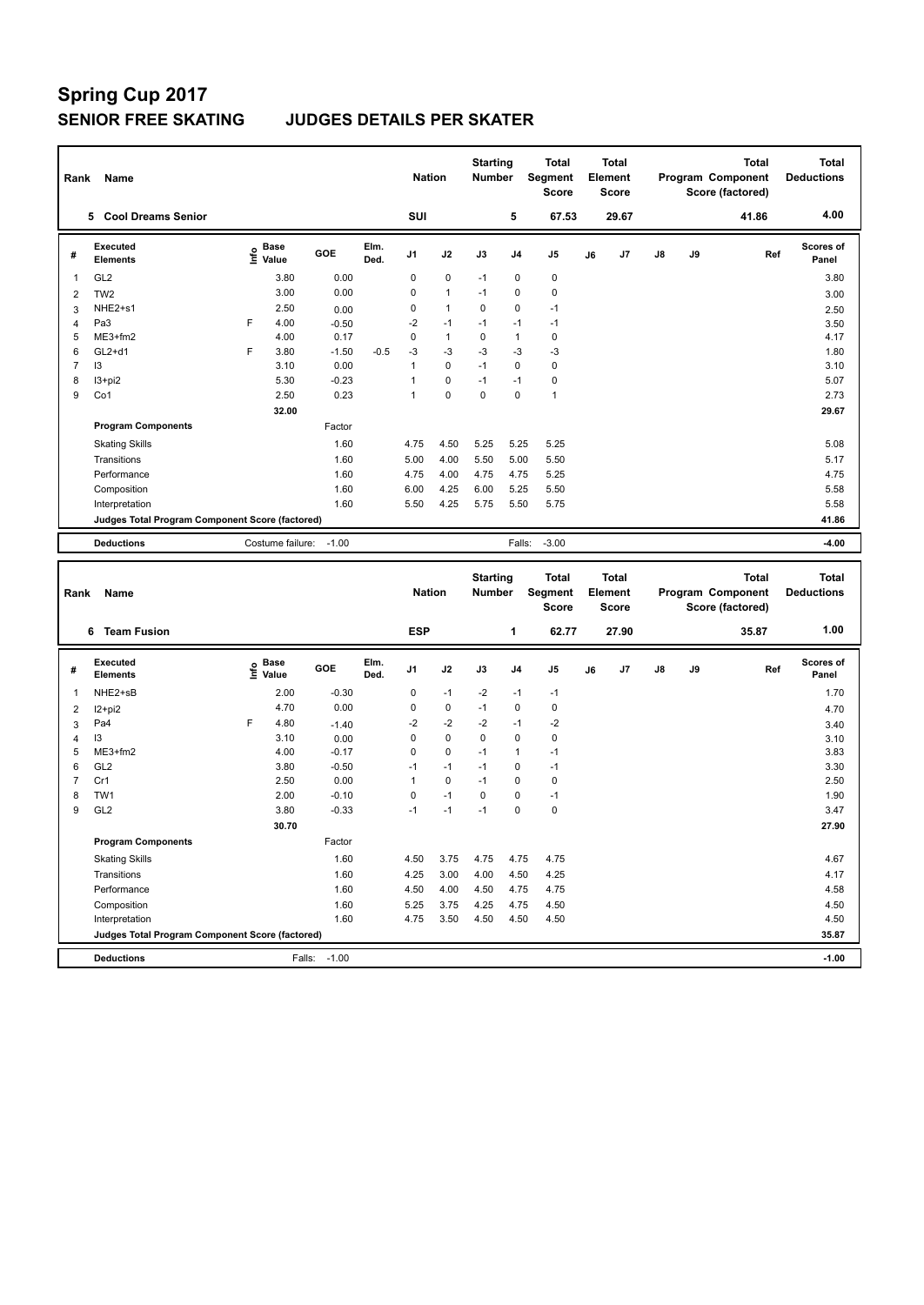# Spring Cup 2017

## SENIOR FREE SKATING JUDGES DETAILS PER SKATER

| Rank | Name | Nation | Starting Number | Total Segment Score | Total Element Score | Total Program Component Score (factored) | Total Deductions |
|---|---|---|---|---|---|---|---|
| 5 | Cool Dreams Senior | SUI | 5 | 67.53 | 29.67 | 41.86 | 4.00 |

| # | Executed Elements | Info | Base Value | GOE | Elm. Ded. | J1 | J2 | J3 | J4 | J5 | J6 | J7 | J8 | J9 | Ref | Scores of Panel |
|---|---|---|---|---|---|---|---|---|---|---|---|---|---|---|---|---|
| 1 | GL2 | | 3.80 | 0.00 | | 0 | 0 | -1 | 0 | 0 | | | | | | 3.80 |
| 2 | TW2 | | 3.00 | 0.00 | | 0 | 1 | -1 | 0 | 0 | | | | | | 3.00 |
| 3 | NHE2+s1 | | 2.50 | 0.00 | | 0 | 1 | 0 | 0 | -1 | | | | | | 2.50 |
| 4 | Pa3 | F | 4.00 | -0.50 | | -2 | -1 | -1 | -1 | -1 | | | | | | 3.50 |
| 5 | ME3+fm2 | | 4.00 | 0.17 | | 0 | 1 | 0 | 1 | 0 | | | | | | 4.17 |
| 6 | GL2+d1 | F | 3.80 | -1.50 | -0.5 | -3 | -3 | -3 | -3 | -3 | | | | | | 1.80 |
| 7 | I3 | | 3.10 | 0.00 | | 1 | 0 | -1 | 0 | 0 | | | | | | 3.10 |
| 8 | I3+pi2 | | 5.30 | -0.23 | | 1 | 0 | -1 | -1 | 0 | | | | | | 5.07 |
| 9 | Co1 | | 2.50 | 0.23 | | 1 | 0 | 0 | 0 | 1 | | | | | | 2.73 |
| | | | 32.00 | | | | | | | | | | | | | 29.67 |
| | **Program Components** | | | Factor | | | | | | | | | | | | |
| | Skating Skills | | | 1.60 | | 4.75 | 4.50 | 5.25 | 5.25 | 5.25 | | | | | | 5.08 |
| | Transitions | | | 1.60 | | 5.00 | 4.00 | 5.50 | 5.00 | 5.50 | | | | | | 5.17 |
| | Performance | | | 1.60 | | 4.75 | 4.00 | 4.75 | 4.75 | 5.25 | | | | | | 4.75 |
| | Composition | | | 1.60 | | 6.00 | 4.25 | 6.00 | 5.25 | 5.50 | | | | | | 5.58 |
| | Interpretation | | | 1.60 | | 5.50 | 4.25 | 5.75 | 5.50 | 5.75 | | | | | | 5.58 |
| | **Judges Total Program Component Score (factored)** | | | | | | | | | | | | | | | 41.86 |
| | **Deductions** | | Costume failure: | -1.00 | | | | | Falls: | -3.00 | | | | | | -4.00 |

| Rank | Name | Nation | Starting Number | Total Segment Score | Total Element Score | Total Program Component Score (factored) | Total Deductions |
|---|---|---|---|---|---|---|---|
| 6 | Team Fusion | ESP | 1 | 62.77 | 27.90 | 35.87 | 1.00 |

| # | Executed Elements | Info | Base Value | GOE | Elm. Ded. | J1 | J2 | J3 | J4 | J5 | J6 | J7 | J8 | J9 | Ref | Scores of Panel |
|---|---|---|---|---|---|---|---|---|---|---|---|---|---|---|---|---|
| 1 | NHE2+sB | | 2.00 | -0.30 | | 0 | -1 | -2 | -1 | -1 | | | | | | 1.70 |
| 2 | I2+pi2 | | 4.70 | 0.00 | | 0 | 0 | -1 | 0 | 0 | | | | | | 4.70 |
| 3 | Pa4 | F | 4.80 | -1.40 | | -2 | -2 | -2 | -1 | -2 | | | | | | 3.40 |
| 4 | I3 | | 3.10 | 0.00 | | 0 | 0 | 0 | 0 | 0 | | | | | | 3.10 |
| 5 | ME3+fm2 | | 4.00 | -0.17 | | 0 | 0 | -1 | 1 | -1 | | | | | | 3.83 |
| 6 | GL2 | | 3.80 | -0.50 | | -1 | -1 | -1 | 0 | -1 | | | | | | 3.30 |
| 7 | Cr1 | | 2.50 | 0.00 | | 1 | 0 | -1 | 0 | 0 | | | | | | 2.50 |
| 8 | TW1 | | 2.00 | -0.10 | | 0 | -1 | 0 | 0 | -1 | | | | | | 1.90 |
| 9 | GL2 | | 3.80 | -0.33 | | -1 | -1 | -1 | 0 | 0 | | | | | | 3.47 |
| | | | 30.70 | | | | | | | | | | | | | 27.90 |
| | **Program Components** | | | Factor | | | | | | | | | | | | |
| | Skating Skills | | | 1.60 | | 4.50 | 3.75 | 4.75 | 4.75 | 4.75 | | | | | | 4.67 |
| | Transitions | | | 1.60 | | 4.25 | 3.00 | 4.00 | 4.50 | 4.25 | | | | | | 4.17 |
| | Performance | | | 1.60 | | 4.50 | 4.00 | 4.50 | 4.75 | 4.75 | | | | | | 4.58 |
| | Composition | | | 1.60 | | 5.25 | 3.75 | 4.25 | 4.75 | 4.50 | | | | | | 4.50 |
| | Interpretation | | | 1.60 | | 4.75 | 3.50 | 4.50 | 4.50 | 4.50 | | | | | | 4.50 |
| | **Judges Total Program Component Score (factored)** | | | | | | | | | | | | | | | 35.87 |
| | **Deductions** | | Falls: | -1.00 | | | | | | | | | | | | -1.00 |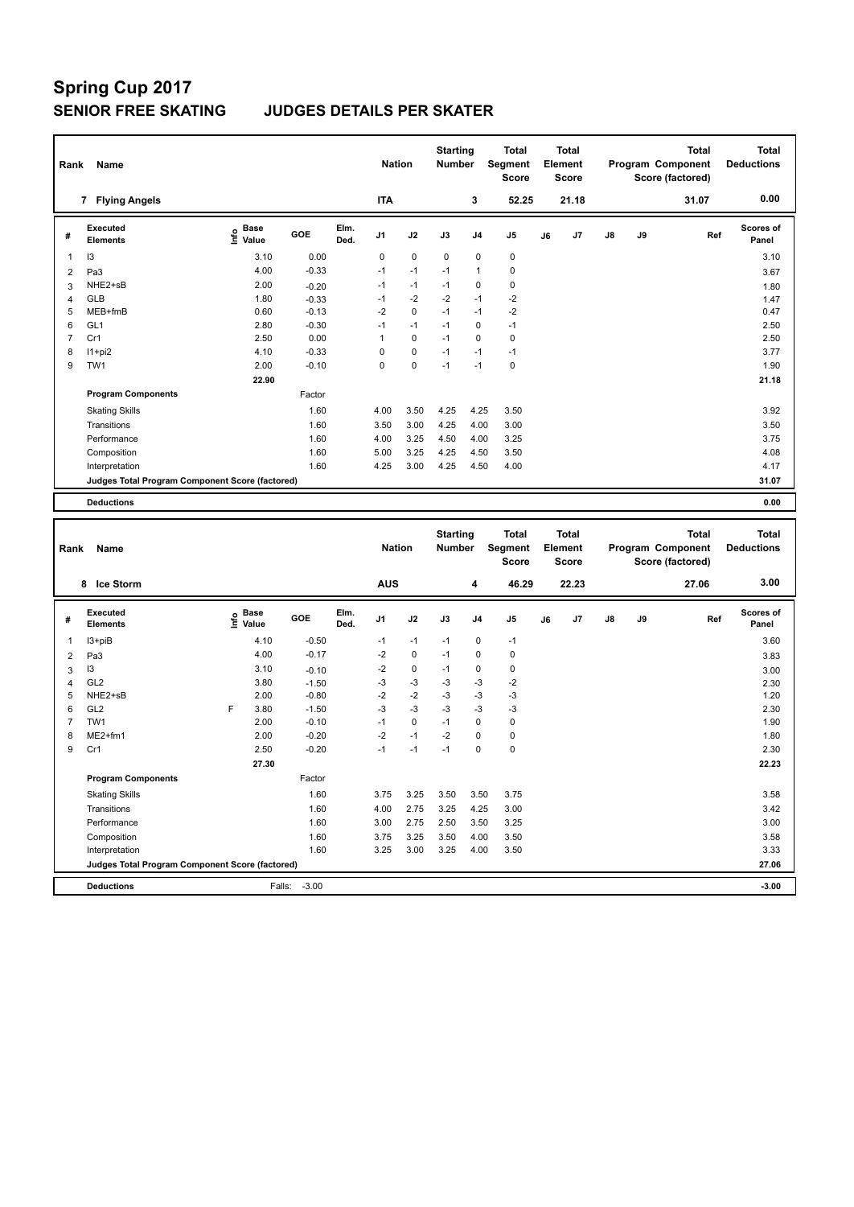# Spring Cup 2017

## SENIOR FREE SKATING JUDGES DETAILS PER SKATER

| Rank | Name | Nation | Starting Number | Total Segment Score | Total Element Score | Total Program Component Score (factored) | Total Deductions |
|---|---|---|---|---|---|---|---|
| 7 | Flying Angels | ITA | 3 | 52.25 | 21.18 | 31.07 | 0.00 |

| # | Executed Elements | Info | Base Value | GOE | Elm. Ded. | J1 | J2 | J3 | J4 | J5 | J6 | J7 | J8 | J9 | Ref | Scores of Panel |
|---|---|---|---|---|---|---|---|---|---|---|---|---|---|---|---|---|
| 1 | I3 | | 3.10 | 0.00 | | 0 | 0 | 0 | 0 | 0 | | | | | | 3.10 |
| 2 | Pa3 | | 4.00 | -0.33 | | -1 | -1 | -1 | 1 | 0 | | | | | | 3.67 |
| 3 | NHE2+sB | | 2.00 | -0.20 | | -1 | -1 | -1 | 0 | 0 | | | | | | 1.80 |
| 4 | GLB | | 1.80 | -0.33 | | -1 | -2 | -2 | -1 | -2 | | | | | | 1.47 |
| 5 | MEB+fmB | | 0.60 | -0.13 | | -2 | 0 | -1 | -1 | -2 | | | | | | 0.47 |
| 6 | GL1 | | 2.80 | -0.30 | | -1 | -1 | -1 | 0 | -1 | | | | | | 2.50 |
| 7 | Cr1 | | 2.50 | 0.00 | | 1 | 0 | -1 | 0 | 0 | | | | | | 2.50 |
| 8 | I1+pi2 | | 4.10 | -0.33 | | 0 | 0 | -1 | -1 | -1 | | | | | | 3.77 |
| 9 | TW1 | | 2.00 | -0.10 | | 0 | 0 | -1 | -1 | 0 | | | | | | 1.90 |
| | | | 22.90 | | | | | | | | | | | | | 21.18 |
| | **Program Components** | | | Factor | | | | | | | | | | | | |
| | Skating Skills | | | 1.60 | | 4.00 | 3.50 | 4.25 | 4.25 | 3.50 | | | | | | 3.92 |
| | Transitions | | | 1.60 | | 3.50 | 3.00 | 4.25 | 4.00 | 3.00 | | | | | | 3.50 |
| | Performance | | | 1.60 | | 4.00 | 3.25 | 4.50 | 4.00 | 3.25 | | | | | | 3.75 |
| | Composition | | | 1.60 | | 5.00 | 3.25 | 4.25 | 4.50 | 3.50 | | | | | | 4.08 |
| | Interpretation | | | 1.60 | | 4.25 | 3.00 | 4.25 | 4.50 | 4.00 | | | | | | 4.17 |
| | **Judges Total Program Component Score (factored)** | | | | | | | | | | | | | | | 31.07 |
| | **Deductions** | | | | | | | | | | | | | | | 0.00 |

| Rank | Name | Nation | Starting Number | Total Segment Score | Total Element Score | Total Program Component Score (factored) | Total Deductions |
|---|---|---|---|---|---|---|---|
| 8 | Ice Storm | AUS | 4 | 46.29 | 22.23 | 27.06 | 3.00 |

| # | Executed Elements | Info | Base Value | GOE | Elm. Ded. | J1 | J2 | J3 | J4 | J5 | J6 | J7 | J8 | J9 | Ref | Scores of Panel |
|---|---|---|---|---|---|---|---|---|---|---|---|---|---|---|---|---|
| 1 | I3+piB | | 4.10 | -0.50 | | -1 | -1 | -1 | 0 | -1 | | | | | | 3.60 |
| 2 | Pa3 | | 4.00 | -0.17 | | -2 | 0 | -1 | 0 | 0 | | | | | | 3.83 |
| 3 | I3 | | 3.10 | -0.10 | | -2 | 0 | -1 | 0 | 0 | | | | | | 3.00 |
| 4 | GL2 | | 3.80 | -1.50 | | -3 | -3 | -3 | -3 | -2 | | | | | | 2.30 |
| 5 | NHE2+sB | | 2.00 | -0.80 | | -2 | -2 | -3 | -3 | -3 | | | | | | 1.20 |
| 6 | GL2 | F | 3.80 | -1.50 | | -3 | -3 | -3 | -3 | -3 | | | | | | 2.30 |
| 7 | TW1 | | 2.00 | -0.10 | | -1 | 0 | -1 | 0 | 0 | | | | | | 1.90 |
| 8 | ME2+fm1 | | 2.00 | -0.20 | | -2 | -1 | -2 | 0 | 0 | | | | | | 1.80 |
| 9 | Cr1 | | 2.50 | -0.20 | | -1 | -1 | -1 | 0 | 0 | | | | | | 2.30 |
| | | | 27.30 | | | | | | | | | | | | | 22.23 |
| | **Program Components** | | | Factor | | | | | | | | | | | | |
| | Skating Skills | | | 1.60 | | 3.75 | 3.25 | 3.50 | 3.50 | 3.75 | | | | | | 3.58 |
| | Transitions | | | 1.60 | | 4.00 | 2.75 | 3.25 | 4.25 | 3.00 | | | | | | 3.42 |
| | Performance | | | 1.60 | | 3.00 | 2.75 | 2.50 | 3.50 | 3.25 | | | | | | 3.00 |
| | Composition | | | 1.60 | | 3.75 | 3.25 | 3.50 | 4.00 | 3.50 | | | | | | 3.58 |
| | Interpretation | | | 1.60 | | 3.25 | 3.00 | 3.25 | 4.00 | 3.50 | | | | | | 3.33 |
| | **Judges Total Program Component Score (factored)** | | | | | | | | | | | | | | | 27.06 |
| | **Deductions** | | Falls: | -3.00 | | | | | | | | | | | | -3.00 |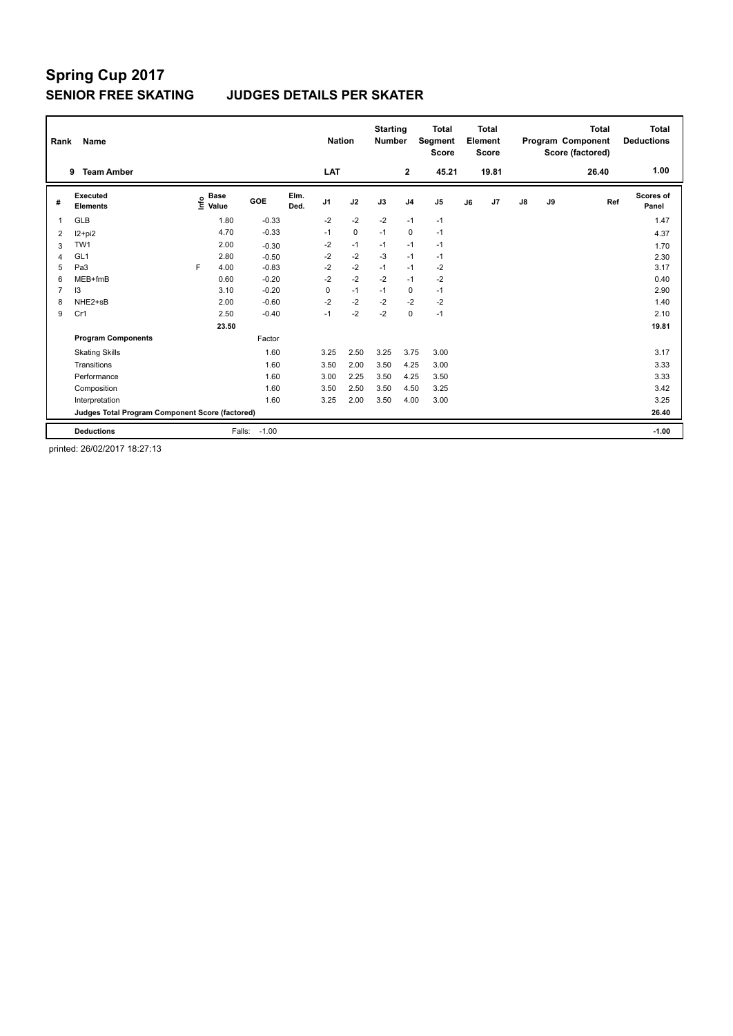# Spring Cup 2017

## SENIOR FREE SKATING JUDGES DETAILS PER SKATER

| Rank | Name | Nation | Starting Number | Total Segment Score | Total Element Score | Total Program Component Score (factored) | Total Deductions |
|---|---|---|---|---|---|---|---|
| 9 | Team Amber | LAT | 2 | 45.21 | 19.81 | 26.40 | 1.00 |

| # | Executed Elements | Info | Base Value | GOE | Elm. Ded. | J1 | J2 | J3 | J4 | J5 | J6 | J7 | J8 | J9 | Ref | Scores of Panel |
|---|---|---|---|---|---|---|---|---|---|---|---|---|---|---|---|---|
| 1 | GLB | | 1.80 | -0.33 | | -2 | -2 | -2 | -1 | -1 | | | | | | 1.47 |
| 2 | I2+pi2 | | 4.70 | -0.33 | | -1 | 0 | -1 | 0 | -1 | | | | | | 4.37 |
| 3 | TW1 | | 2.00 | -0.30 | | -2 | -1 | -1 | -1 | -1 | | | | | | 1.70 |
| 4 | GL1 | | 2.80 | -0.50 | | -2 | -2 | -3 | -1 | -1 | | | | | | 2.30 |
| 5 | Pa3 | F | 4.00 | -0.83 | | -2 | -2 | -1 | -1 | -2 | | | | | | 3.17 |
| 6 | MEB+fmB | | 0.60 | -0.20 | | -2 | -2 | -2 | -1 | -2 | | | | | | 0.40 |
| 7 | I3 | | 3.10 | -0.20 | | 0 | -1 | -1 | 0 | -1 | | | | | | 2.90 |
| 8 | NHE2+sB | | 2.00 | -0.60 | | -2 | -2 | -2 | -2 | -2 | | | | | | 1.40 |
| 9 | Cr1 | | 2.50 | -0.40 | | -1 | -2 | -2 | 0 | -1 | | | | | | 2.10 |
| | | | 23.50 | | | | | | | | | | | | | 19.81 |
| | **Program Components** | | | Factor | | | | | | | | | | | | |
| | Skating Skills | | | 1.60 | | 3.25 | 2.50 | 3.25 | 3.75 | 3.00 | | | | | | 3.17 |
| | Transitions | | | 1.60 | | 3.50 | 2.00 | 3.50 | 4.25 | 3.00 | | | | | | 3.33 |
| | Performance | | | 1.60 | | 3.00 | 2.25 | 3.50 | 4.25 | 3.50 | | | | | | 3.33 |
| | Composition | | | 1.60 | | 3.50 | 2.50 | 3.50 | 4.50 | 3.25 | | | | | | 3.42 |
| | Interpretation | | | 1.60 | | 3.25 | 2.00 | 3.50 | 4.00 | 3.00 | | | | | | 3.25 |
| | **Judges Total Program Component Score (factored)** | | | | | | | | | | | | | | | 26.40 |
| | **Deductions** | | Falls: | -1.00 | | | | | | | | | | | | -1.00 |

printed: 26/02/2017 18:27:13